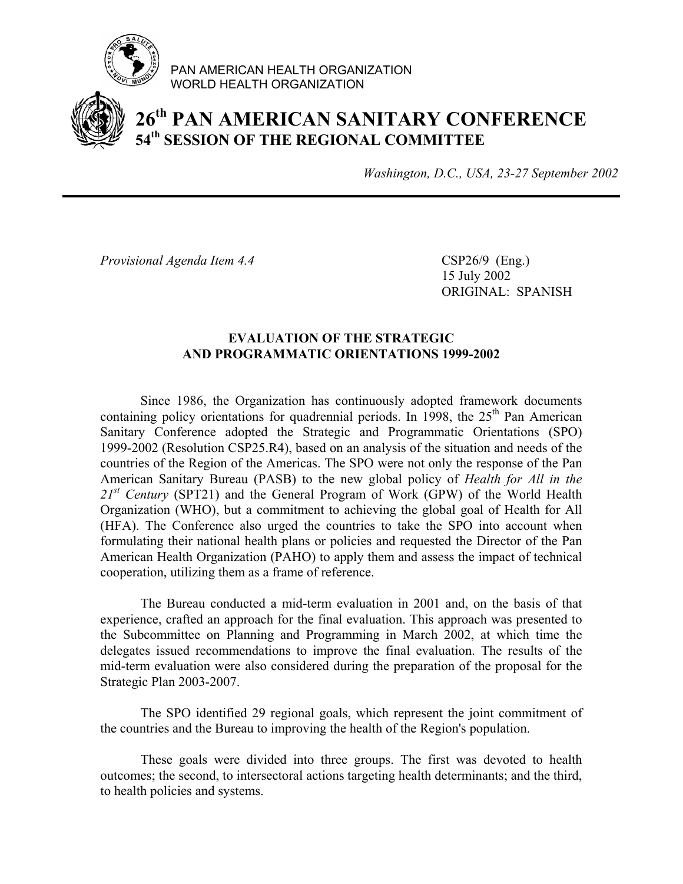PAN AMERICAN HEALTH ORGANIZATION
WORLD HEALTH ORGANIZATION

# 26th PAN AMERICAN SANITARY CONFERENCE
## 54th SESSION OF THE REGIONAL COMMITTEE

*Washington, D.C., USA, 23-27 September 2002*

---

*Provisional Agenda Item 4.4*

CSP26/9 (Eng.)
15 July 2002
ORIGINAL: SPANISH

### EVALUATION OF THE STRATEGIC AND PROGRAMMATIC ORIENTATIONS 1999-2002

Since 1986, the Organization has continuously adopted framework documents containing policy orientations for quadrennial periods. In 1998, the 25th Pan American Sanitary Conference adopted the Strategic and Programmatic Orientations (SPO) 1999-2002 (Resolution CSP25.R4), based on an analysis of the situation and needs of the countries of the Region of the Americas. The SPO were not only the response of the Pan American Sanitary Bureau (PASB) to the new global policy of *Health for All in the 21st Century* (SPT21) and the General Program of Work (GPW) of the World Health Organization (WHO), but a commitment to achieving the global goal of Health for All (HFA). The Conference also urged the countries to take the SPO into account when formulating their national health plans or policies and requested the Director of the Pan American Health Organization (PAHO) to apply them and assess the impact of technical cooperation, utilizing them as a frame of reference.

The Bureau conducted a mid-term evaluation in 2001 and, on the basis of that experience, crafted an approach for the final evaluation. This approach was presented to the Subcommittee on Planning and Programming in March 2002, at which time the delegates issued recommendations to improve the final evaluation. The results of the mid-term evaluation were also considered during the preparation of the proposal for the Strategic Plan 2003-2007.

The SPO identified 29 regional goals, which represent the joint commitment of the countries and the Bureau to improving the health of the Region's population.

These goals were divided into three groups. The first was devoted to health outcomes; the second, to intersectoral actions targeting health determinants; and the third, to health policies and systems.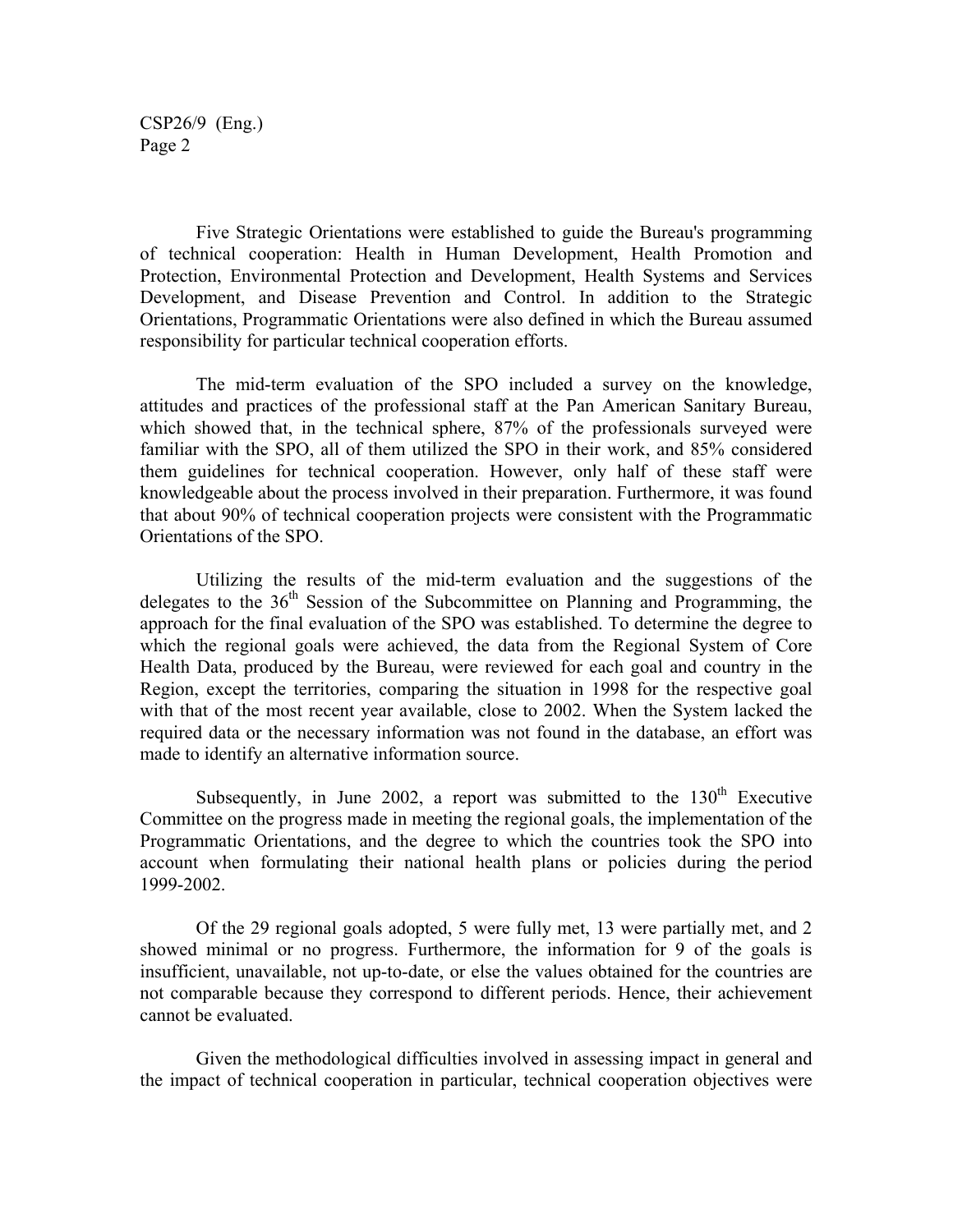Five Strategic Orientations were established to guide the Bureau's programming of technical cooperation: Health in Human Development, Health Promotion and Protection, Environmental Protection and Development, Health Systems and Services Development, and Disease Prevention and Control. In addition to the Strategic Orientations, Programmatic Orientations were also defined in which the Bureau assumed responsibility for particular technical cooperation efforts.

The mid-term evaluation of the SPO included a survey on the knowledge, attitudes and practices of the professional staff at the Pan American Sanitary Bureau, which showed that, in the technical sphere, 87% of the professionals surveyed were familiar with the SPO, all of them utilized the SPO in their work, and 85% considered them guidelines for technical cooperation. However, only half of these staff were knowledgeable about the process involved in their preparation. Furthermore, it was found that about 90% of technical cooperation projects were consistent with the Programmatic Orientations of the SPO.

Utilizing the results of the mid-term evaluation and the suggestions of the delegates to the 36th Session of the Subcommittee on Planning and Programming, the approach for the final evaluation of the SPO was established. To determine the degree to which the regional goals were achieved, the data from the Regional System of Core Health Data, produced by the Bureau, were reviewed for each goal and country in the Region, except the territories, comparing the situation in 1998 for the respective goal with that of the most recent year available, close to 2002. When the System lacked the required data or the necessary information was not found in the database, an effort was made to identify an alternative information source.

Subsequently, in June 2002, a report was submitted to the 130th Executive Committee on the progress made in meeting the regional goals, the implementation of the Programmatic Orientations, and the degree to which the countries took the SPO into account when formulating their national health plans or policies during the period 1999-2002.

Of the 29 regional goals adopted, 5 were fully met, 13 were partially met, and 2 showed minimal or no progress. Furthermore, the information for 9 of the goals is insufficient, unavailable, not up-to-date, or else the values obtained for the countries are not comparable because they correspond to different periods. Hence, their achievement cannot be evaluated.

Given the methodological difficulties involved in assessing impact in general and the impact of technical cooperation in particular, technical cooperation objectives were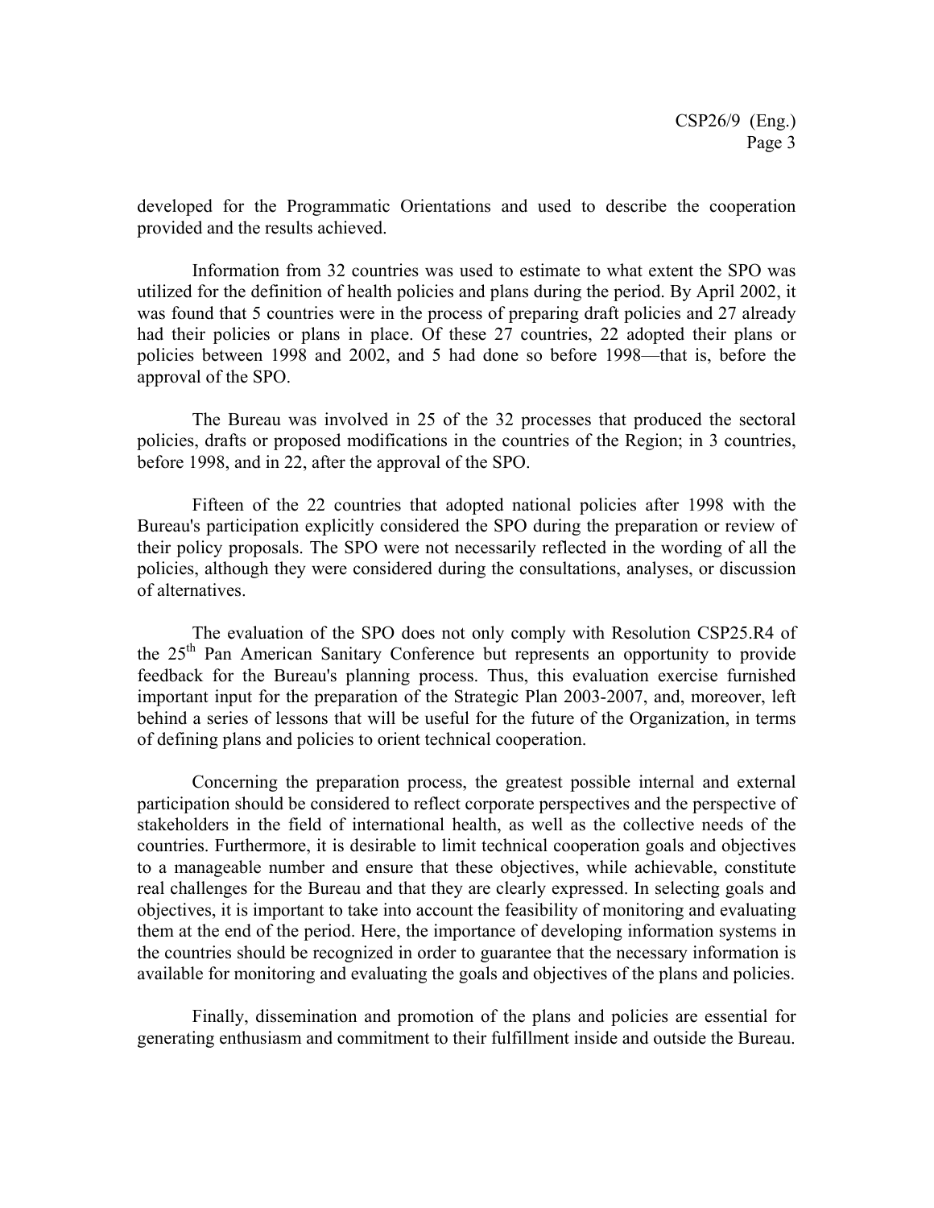developed for the Programmatic Orientations and used to describe the cooperation provided and the results achieved.

Information from 32 countries was used to estimate to what extent the SPO was utilized for the definition of health policies and plans during the period. By April 2002, it was found that 5 countries were in the process of preparing draft policies and 27 already had their policies or plans in place. Of these 27 countries, 22 adopted their plans or policies between 1998 and 2002, and 5 had done so before 1998—that is, before the approval of the SPO.

The Bureau was involved in 25 of the 32 processes that produced the sectoral policies, drafts or proposed modifications in the countries of the Region; in 3 countries, before 1998, and in 22, after the approval of the SPO.

Fifteen of the 22 countries that adopted national policies after 1998 with the Bureau's participation explicitly considered the SPO during the preparation or review of their policy proposals. The SPO were not necessarily reflected in the wording of all the policies, although they were considered during the consultations, analyses, or discussion of alternatives.

The evaluation of the SPO does not only comply with Resolution CSP25.R4 of the 25th Pan American Sanitary Conference but represents an opportunity to provide feedback for the Bureau's planning process. Thus, this evaluation exercise furnished important input for the preparation of the Strategic Plan 2003-2007, and, moreover, left behind a series of lessons that will be useful for the future of the Organization, in terms of defining plans and policies to orient technical cooperation.

Concerning the preparation process, the greatest possible internal and external participation should be considered to reflect corporate perspectives and the perspective of stakeholders in the field of international health, as well as the collective needs of the countries. Furthermore, it is desirable to limit technical cooperation goals and objectives to a manageable number and ensure that these objectives, while achievable, constitute real challenges for the Bureau and that they are clearly expressed. In selecting goals and objectives, it is important to take into account the feasibility of monitoring and evaluating them at the end of the period. Here, the importance of developing information systems in the countries should be recognized in order to guarantee that the necessary information is available for monitoring and evaluating the goals and objectives of the plans and policies.

Finally, dissemination and promotion of the plans and policies are essential for generating enthusiasm and commitment to their fulfillment inside and outside the Bureau.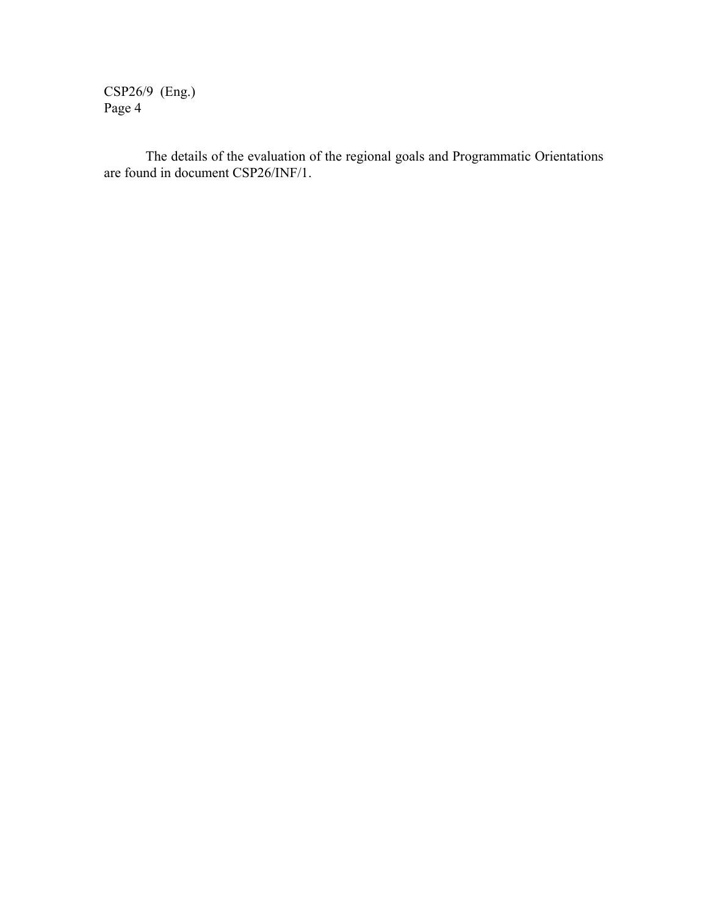The details of the evaluation of the regional goals and Programmatic Orientations are found in document CSP26/INF/1.